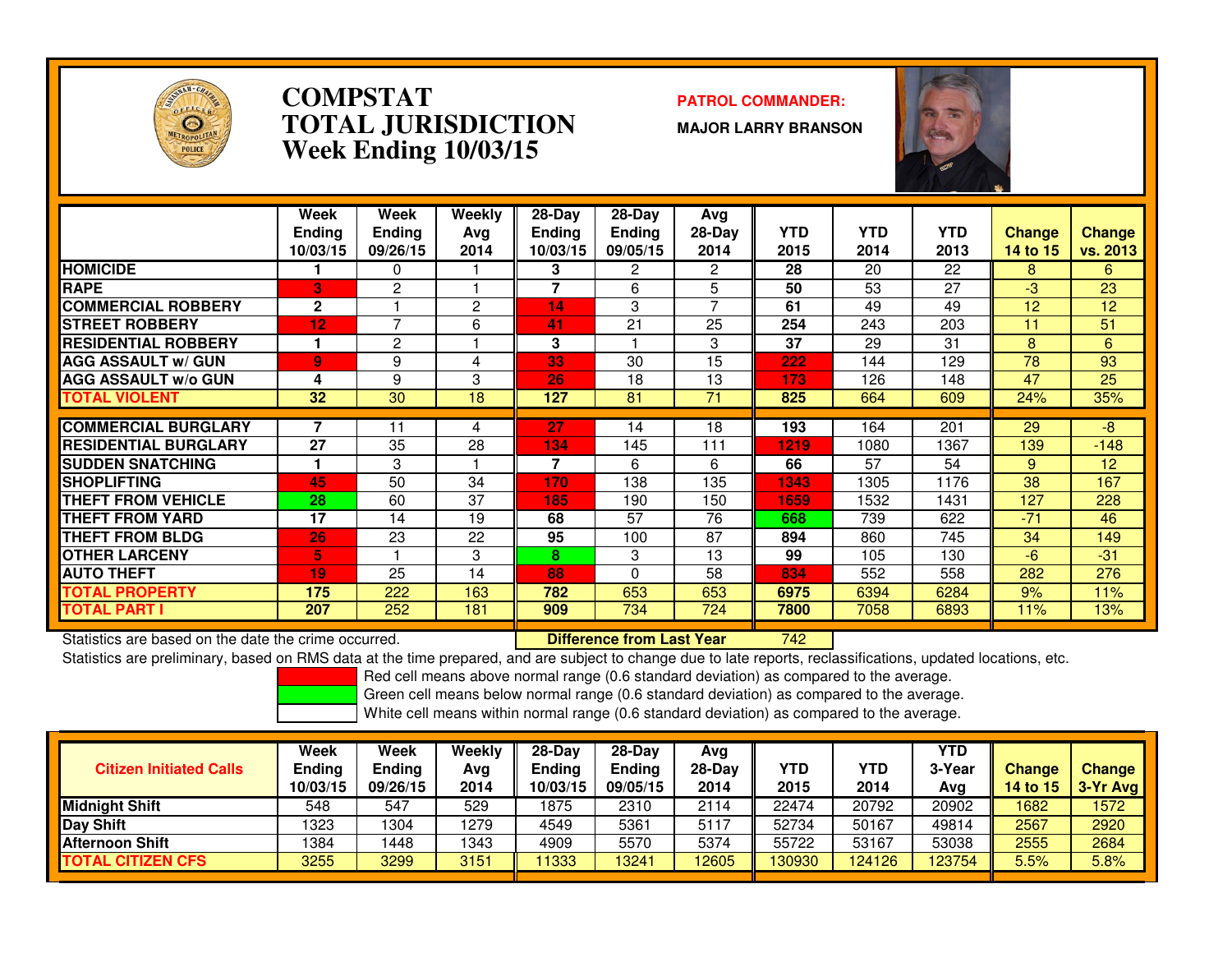# COMPSTAT
# TOTAL JURISDICTION
## Week Ending 10/03/15

**PATROL COMMANDER:**

**MAJOR LARRY BRANSON**

| | Week Ending 10/03/15 | Week Ending 09/26/15 | Weekly Avg 2014 | 28-Day Ending 10/03/15 | 28-Day Ending 09/05/15 | Avg 28-Day 2014 | YTD 2015 | YTD 2014 | YTD 2013 | Change 14 to 15 | Change vs. 2013 |
|---|---|---|---|---|---|---|---|---|---|---|---|
| HOMICIDE | 1 | 0 | 1 | 3 | 2 | 2 | 28 | 20 | 22 | 8 | 6 |
| RAPE | 3 | 2 | 1 | 7 | 6 | 5 | 50 | 53 | 27 | -3 | 23 |
| COMMERCIAL ROBBERY | 2 | 1 | 2 | 14 | 3 | 7 | 61 | 49 | 49 | 12 | 12 |
| STREET ROBBERY | 12 | 7 | 6 | 41 | 21 | 25 | 254 | 243 | 203 | 11 | 51 |
| RESIDENTIAL ROBBERY | 1 | 2 | 1 | 3 | 1 | 3 | 37 | 29 | 31 | 8 | 6 |
| AGG ASSAULT w/ GUN | 9 | 9 | 4 | 33 | 30 | 15 | 222 | 144 | 129 | 78 | 93 |
| AGG ASSAULT w/o GUN | 4 | 9 | 3 | 26 | 18 | 13 | 173 | 126 | 148 | 47 | 25 |
| TOTAL VIOLENT | 32 | 30 | 18 | 127 | 81 | 71 | 825 | 664 | 609 | 24% | 35% |
| COMMERCIAL BURGLARY | 7 | 11 | 4 | 27 | 14 | 18 | 193 | 164 | 201 | 29 | -8 |
| RESIDENTIAL BURGLARY | 27 | 35 | 28 | 134 | 145 | 111 | 1219 | 1080 | 1367 | 139 | -148 |
| SUDDEN SNATCHING | 1 | 3 | 1 | 7 | 6 | 6 | 66 | 57 | 54 | 9 | 12 |
| SHOPLIFTING | 45 | 50 | 34 | 170 | 138 | 135 | 1343 | 1305 | 1176 | 38 | 167 |
| THEFT FROM VEHICLE | 28 | 60 | 37 | 185 | 190 | 150 | 1659 | 1532 | 1431 | 127 | 228 |
| THEFT FROM YARD | 17 | 14 | 19 | 68 | 57 | 76 | 668 | 739 | 622 | -71 | 46 |
| THEFT FROM BLDG | 26 | 23 | 22 | 95 | 100 | 87 | 894 | 860 | 745 | 34 | 149 |
| OTHER LARCENY | 5 | 1 | 3 | 8 | 3 | 13 | 99 | 105 | 130 | -6 | -31 |
| AUTO THEFT | 19 | 25 | 14 | 88 | 0 | 58 | 834 | 552 | 558 | 282 | 276 |
| TOTAL PROPERTY | 175 | 222 | 163 | 782 | 653 | 653 | 6975 | 6394 | 6284 | 9% | 11% |
| TOTAL PART I | 207 | 252 | 181 | 909 | 734 | 724 | 7800 | 7058 | 6893 | 11% | 13% |

Statistics are based on the date the crime occurred. **Difference from Last Year** 742

Statistics are preliminary, based on RMS data at the time prepared, and are subject to change due to late reports, reclassifications, updated locations, etc.

Red cell means above normal range (0.6 standard deviation) as compared to the average.
Green cell means below normal range (0.6 standard deviation) as compared to the average.
White cell means within normal range (0.6 standard deviation) as compared to the average.

| Citizen Initiated Calls | Week Ending 10/03/15 | Week Ending 09/26/15 | Weekly Avg 2014 | 28-Day Ending 10/03/15 | 28-Day Ending 09/05/15 | Avg 28-Day 2014 | YTD 2015 | YTD 2014 | YTD 3-Year Avg | Change 14 to 15 | Change 3-Yr Avg |
|---|---|---|---|---|---|---|---|---|---|---|---|
| Midnight Shift | 548 | 547 | 529 | 1875 | 2310 | 2114 | 22474 | 20792 | 20902 | 1682 | 1572 |
| Day Shift | 1323 | 1304 | 1279 | 4549 | 5361 | 5117 | 52734 | 50167 | 49814 | 2567 | 2920 |
| Afternoon Shift | 1384 | 1448 | 1343 | 4909 | 5570 | 5374 | 55722 | 53167 | 53038 | 2555 | 2684 |
| TOTAL CITIZEN CFS | 3255 | 3299 | 3151 | 11333 | 13241 | 12605 | 130930 | 124126 | 123754 | 5.5% | 5.8% |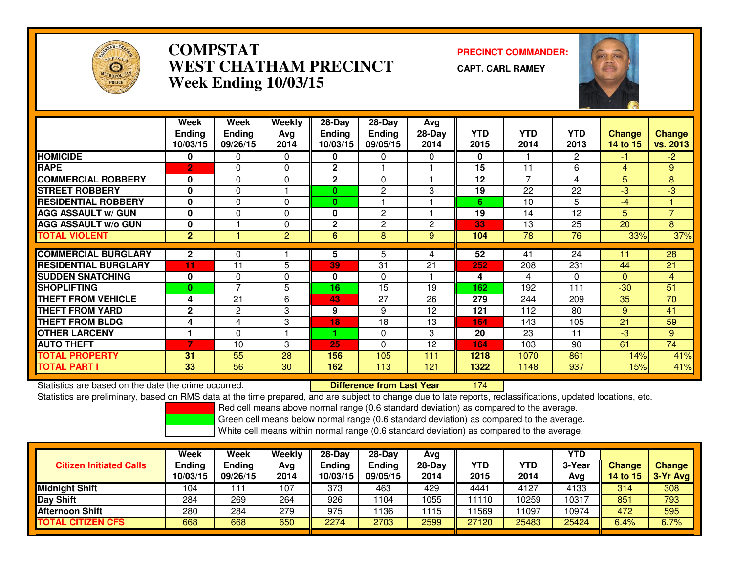# COMPSTAT
# WEST CHATHAM PRECINCT
# Week Ending 10/03/15

**PRECINCT COMMANDER:**

**CAPT. CARL RAMEY**

| | Week Ending 10/03/15 | Week Ending 09/26/15 | Weekly Avg 2014 | 28-Day Ending 10/03/15 | 28-Day Ending 09/05/15 | Avg 28-Day 2014 | YTD 2015 | YTD 2014 | YTD 2013 | Change 14 to 15 | Change vs. 2013 |
|---|---|---|---|---|---|---|---|---|---|---|---|
| HOMICIDE | 0 | 0 | 0 | 0 | 0 | 0 | 0 | 1 | 2 | -1 | -2 |
| RAPE | 2 | 0 | 0 | 2 | 1 | 1 | 15 | 11 | 6 | 4 | 9 |
| COMMERCIAL ROBBERY | 0 | 0 | 0 | 2 | 0 | 1 | 12 | 7 | 4 | 5 | 8 |
| STREET ROBBERY | 0 | 0 | 1 | 0 | 2 | 3 | 19 | 22 | 22 | -3 | -3 |
| RESIDENTIAL ROBBERY | 0 | 0 | 0 | 0 | 1 | 1 | 6 | 10 | 5 | -4 | 1 |
| AGG ASSAULT w/ GUN | 0 | 0 | 0 | 0 | 2 | 1 | 19 | 14 | 12 | 5 | 7 |
| AGG ASSAULT w/o GUN | 0 | 1 | 0 | 2 | 2 | 2 | 33 | 13 | 25 | 20 | 8 |
| TOTAL VIOLENT | 2 | 1 | 2 | 6 | 8 | 9 | 104 | 78 | 76 | 33% | 37% |
| COMMERCIAL BURGLARY | 2 | 0 | 1 | 5 | 5 | 4 | 52 | 41 | 24 | 11 | 28 |
| RESIDENTIAL BURGLARY | 11 | 11 | 5 | 39 | 31 | 21 | 252 | 208 | 231 | 44 | 21 |
| SUDDEN SNATCHING | 0 | 0 | 0 | 0 | 0 | 1 | 4 | 4 | 0 | 0 | 4 |
| SHOPLIFTING | 0 | 7 | 5 | 16 | 15 | 19 | 162 | 192 | 111 | -30 | 51 |
| THEFT FROM VEHICLE | 4 | 21 | 6 | 43 | 27 | 26 | 279 | 244 | 209 | 35 | 70 |
| THEFT FROM YARD | 2 | 2 | 3 | 9 | 9 | 12 | 121 | 112 | 80 | 9 | 41 |
| THEFT FROM BLDG | 4 | 4 | 3 | 18 | 18 | 13 | 164 | 143 | 105 | 21 | 59 |
| OTHER LARCENY | 1 | 0 | 1 | 1 | 0 | 3 | 20 | 23 | 11 | -3 | 9 |
| AUTO THEFT | 7 | 10 | 3 | 25 | 0 | 12 | 164 | 103 | 90 | 61 | 74 |
| TOTAL PROPERTY | 31 | 55 | 28 | 156 | 105 | 111 | 1218 | 1070 | 861 | 14% | 41% |
| TOTAL PART I | 33 | 56 | 30 | 162 | 113 | 121 | 1322 | 1148 | 937 | 15% | 41% |

Statistics are based on the date the crime occurred. **Difference from Last Year** 174

Statistics are preliminary, based on RMS data at the time prepared, and are subject to change due to late reports, reclassifications, updated locations, etc.

- Red cell means above normal range (0.6 standard deviation) as compared to the average.
- Green cell means below normal range (0.6 standard deviation) as compared to the average.
- White cell means within normal range (0.6 standard deviation) as compared to the average.

| Citizen Initiated Calls | Week Ending 10/03/15 | Week Ending 09/26/15 | Weekly Avg 2014 | 28-Day Ending 10/03/15 | 28-Day Ending 09/05/15 | Avg 28-Day 2014 | YTD 2015 | YTD 2014 | YTD 3-Year Avg | Change 14 to 15 | Change 3-Yr Avg |
|---|---|---|---|---|---|---|---|---|---|---|---|
| Midnight Shift | 104 | 111 | 107 | 373 | 463 | 429 | 4441 | 4127 | 4133 | 314 | 308 |
| Day Shift | 284 | 269 | 264 | 926 | 1104 | 1055 | 11110 | 10259 | 10317 | 851 | 793 |
| Afternoon Shift | 280 | 284 | 279 | 975 | 1136 | 1115 | 11569 | 11097 | 10974 | 472 | 595 |
| TOTAL CITIZEN CFS | 668 | 668 | 650 | 2274 | 2703 | 2599 | 27120 | 25483 | 25424 | 6.4% | 6.7% |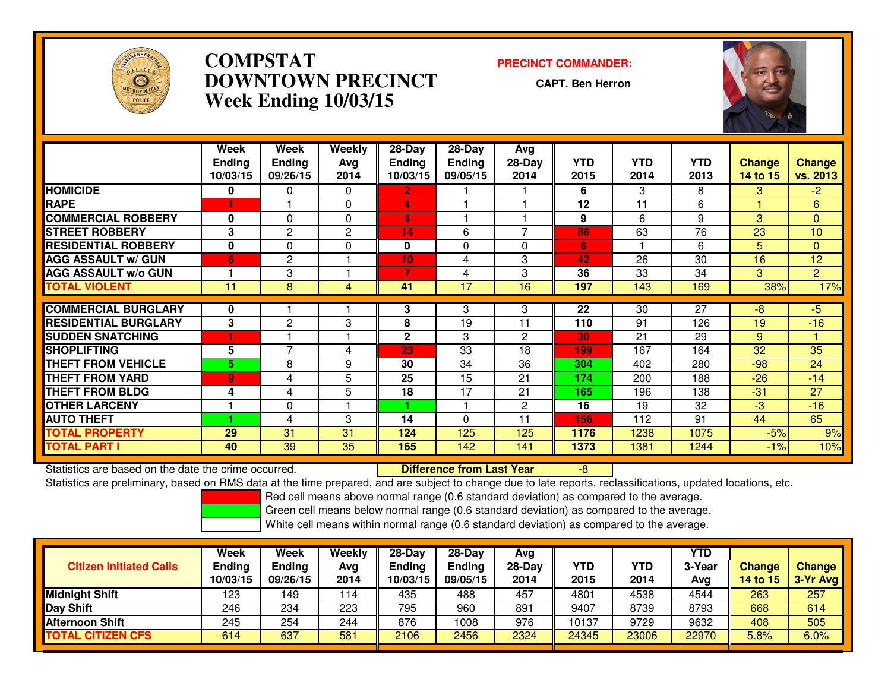# COMPSTAT
# DOWNTOWN PRECINCT
## Week Ending 10/03/15

**PRECINCT COMMANDER:**

**CAPT. Ben Herron**

| | Week Ending 10/03/15 | Week Ending 09/26/15 | Weekly Avg 2014 | 28-Day Ending 10/03/15 | 28-Day Ending 09/05/15 | Avg 28-Day 2014 | YTD 2015 | YTD 2014 | YTD 2013 | Change 14 to 15 | Change vs. 2013 |
|---|---|---|---|---|---|---|---|---|---|---|---|
| HOMICIDE | 0 | 0 | 0 | 2 | 1 | 1 | 6 | 3 | 8 | 3 | -2 |
| RAPE | 1 | 1 | 0 | 4 | 1 | 1 | 12 | 11 | 6 | 1 | 6 |
| COMMERCIAL ROBBERY | 0 | 0 | 0 | 4 | 1 | 1 | 9 | 6 | 9 | 3 | 0 |
| STREET ROBBERY | 3 | 2 | 2 | 14 | 6 | 7 | 86 | 63 | 76 | 23 | 10 |
| RESIDENTIAL ROBBERY | 0 | 0 | 0 | 0 | 0 | 0 | 6 | 1 | 6 | 5 | 0 |
| AGG ASSAULT w/ GUN | 6 | 2 | 1 | 10 | 4 | 3 | 42 | 26 | 30 | 16 | 12 |
| AGG ASSAULT w/o GUN | 1 | 3 | 1 | 7 | 4 | 3 | 36 | 33 | 34 | 3 | 2 |
| **TOTAL VIOLENT** | 11 | 8 | 4 | 41 | 17 | 16 | 197 | 143 | 169 | 38% | 17% |
| COMMERCIAL BURGLARY | 0 | 1 | 1 | 3 | 3 | 3 | 22 | 30 | 27 | -8 | -5 |
| RESIDENTIAL BURGLARY | 3 | 2 | 3 | 8 | 19 | 11 | 110 | 91 | 126 | 19 | -16 |
| SUDDEN SNATCHING | 1 | 1 | 1 | 2 | 3 | 2 | 30 | 21 | 29 | 9 | 1 |
| SHOPLIFTING | 5 | 7 | 4 | 23 | 33 | 18 | 199 | 167 | 164 | 32 | 35 |
| THEFT FROM VEHICLE | 5 | 8 | 9 | 30 | 34 | 36 | 304 | 402 | 280 | -98 | 24 |
| THEFT FROM YARD | 9 | 4 | 5 | 25 | 15 | 21 | 174 | 200 | 188 | -26 | -14 |
| THEFT FROM BLDG | 4 | 4 | 5 | 18 | 17 | 21 | 165 | 196 | 138 | -31 | 27 |
| OTHER LARCENY | 1 | 0 | 1 | 1 | 1 | 2 | 16 | 19 | 32 | -3 | -16 |
| AUTO THEFT | 1 | 4 | 3 | 14 | 0 | 11 | 156 | 112 | 91 | 44 | 65 |
| **TOTAL PROPERTY** | 29 | 31 | 31 | 124 | 125 | 125 | 1176 | 1238 | 1075 | -5% | 9% |
| **TOTAL PART I** | 40 | 39 | 35 | 165 | 142 | 141 | 1373 | 1381 | 1244 | -1% | 10% |

Statistics are based on the date the crime occurred. **Difference from Last Year** -8

Statistics are preliminary, based on RMS data at the time prepared, and are subject to change due to late reports, reclassifications, updated locations, etc.

Red cell means above normal range (0.6 standard deviation) as compared to the average.

Green cell means below normal range (0.6 standard deviation) as compared to the average.

White cell means within normal range (0.6 standard deviation) as compared to the average.

| Citizen Initiated Calls | Week Ending 10/03/15 | Week Ending 09/26/15 | Weekly Avg 2014 | 28-Day Ending 10/03/15 | 28-Day Ending 09/05/15 | Avg 28-Day 2014 | YTD 2015 | YTD 2014 | YTD 3-Year Avg | Change 14 to 15 | Change 3-Yr Avg |
|---|---|---|---|---|---|---|---|---|---|---|---|
| Midnight Shift | 123 | 149 | 114 | 435 | 488 | 457 | 4801 | 4538 | 4544 | 263 | 257 |
| Day Shift | 246 | 234 | 223 | 795 | 960 | 891 | 9407 | 8739 | 8793 | 668 | 614 |
| Afternoon Shift | 245 | 254 | 244 | 876 | 1008 | 976 | 10137 | 9729 | 9632 | 408 | 505 |
| **TOTAL CITIZEN CFS** | 614 | 637 | 581 | 2106 | 2456 | 2324 | 24345 | 23006 | 22970 | 5.8% | 6.0% |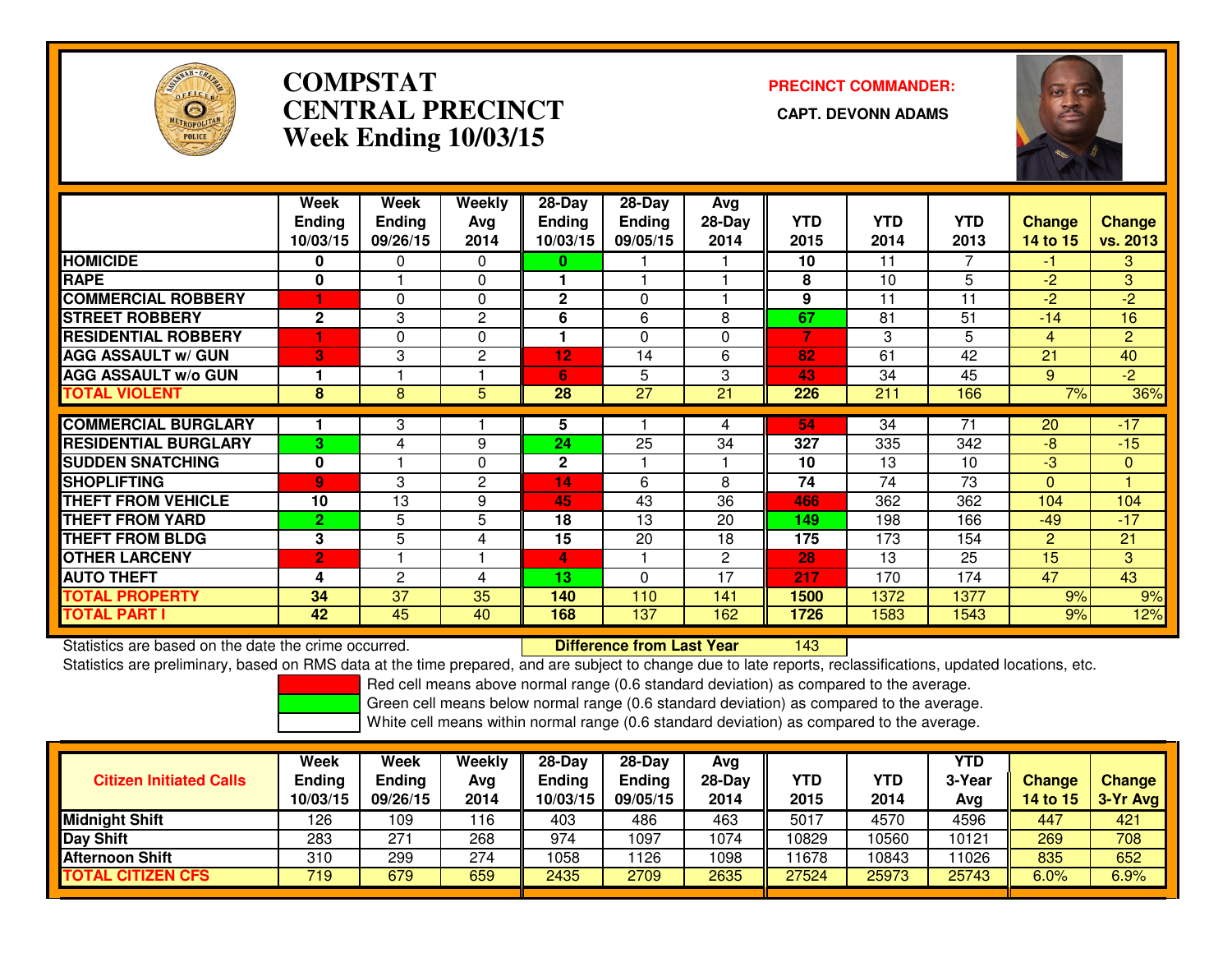# COMPSTAT
# CENTRAL PRECINCT
# Week Ending 10/03/15

**PRECINCT COMMANDER:**

**CAPT. DEVONN ADAMS**

| | Week Ending 10/03/15 | Week Ending 09/26/15 | Weekly Avg 2014 | 28-Day Ending 10/03/15 | 28-Day Ending 09/05/15 | Avg 28-Day 2014 | YTD 2015 | YTD 2014 | YTD 2013 | Change 14 to 15 | Change vs. 2013 |
|---|---|---|---|---|---|---|---|---|---|---|---|
| HOMICIDE | 0 | 0 | 0 | 0 | 1 | 1 | 10 | 11 | 7 | -1 | 3 |
| RAPE | 0 | 1 | 0 | 1 | 1 | 1 | 8 | 10 | 5 | -2 | 3 |
| COMMERCIAL ROBBERY | 1 | 0 | 0 | 2 | 0 | 1 | 9 | 11 | 11 | -2 | -2 |
| STREET ROBBERY | 2 | 3 | 2 | 6 | 6 | 8 | 67 | 81 | 51 | -14 | 16 |
| RESIDENTIAL ROBBERY | 1 | 0 | 0 | 1 | 0 | 0 | 7 | 3 | 5 | 4 | 2 |
| AGG ASSAULT w/ GUN | 3 | 3 | 2 | 12 | 14 | 6 | 82 | 61 | 42 | 21 | 40 |
| AGG ASSAULT w/o GUN | 1 | 1 | 1 | 6 | 5 | 3 | 43 | 34 | 45 | 9 | -2 |
| TOTAL VIOLENT | 8 | 8 | 5 | 28 | 27 | 21 | 226 | 211 | 166 | 7% | 36% |
| COMMERCIAL BURGLARY | 1 | 3 | 1 | 5 | 1 | 4 | 54 | 34 | 71 | 20 | -17 |
| RESIDENTIAL BURGLARY | 3 | 4 | 9 | 24 | 25 | 34 | 327 | 335 | 342 | -8 | -15 |
| SUDDEN SNATCHING | 0 | 1 | 0 | 2 | 1 | 1 | 10 | 13 | 10 | -3 | 0 |
| SHOPLIFTING | 9 | 3 | 2 | 14 | 6 | 8 | 74 | 74 | 73 | 0 | 1 |
| THEFT FROM VEHICLE | 10 | 13 | 9 | 45 | 43 | 36 | 466 | 362 | 362 | 104 | 104 |
| THEFT FROM YARD | 2 | 5 | 5 | 18 | 13 | 20 | 149 | 198 | 166 | -49 | -17 |
| THEFT FROM BLDG | 3 | 5 | 4 | 15 | 20 | 18 | 175 | 173 | 154 | 2 | 21 |
| OTHER LARCENY | 2 | 1 | 1 | 4 | 1 | 2 | 28 | 13 | 25 | 15 | 3 |
| AUTO THEFT | 4 | 2 | 4 | 13 | 0 | 17 | 217 | 170 | 174 | 47 | 43 |
| TOTAL PROPERTY | 34 | 37 | 35 | 140 | 110 | 141 | 1500 | 1372 | 1377 | 9% | 9% |
| TOTAL PART I | 42 | 45 | 40 | 168 | 137 | 162 | 1726 | 1583 | 1543 | 9% | 12% |

Statistics are based on the date the crime occurred.

**Difference from Last Year** 143

Statistics are preliminary, based on RMS data at the time prepared, and are subject to change due to late reports, reclassifications, updated locations, etc.

Red cell means above normal range (0.6 standard deviation) as compared to the average.
Green cell means below normal range (0.6 standard deviation) as compared to the average.
White cell means within normal range (0.6 standard deviation) as compared to the average.

| Citizen Initiated Calls | Week Ending 10/03/15 | Week Ending 09/26/15 | Weekly Avg 2014 | 28-Day Ending 10/03/15 | 28-Day Ending 09/05/15 | Avg 28-Day 2014 | YTD 2015 | YTD 2014 | YTD 3-Year Avg | Change 14 to 15 | Change 3-Yr Avg |
|---|---|---|---|---|---|---|---|---|---|---|---|
| Midnight Shift | 126 | 109 | 116 | 403 | 486 | 463 | 5017 | 4570 | 4596 | 447 | 421 |
| Day Shift | 283 | 271 | 268 | 974 | 1097 | 1074 | 10829 | 10560 | 10121 | 269 | 708 |
| Afternoon Shift | 310 | 299 | 274 | 1058 | 1126 | 1098 | 11678 | 10843 | 11026 | 835 | 652 |
| TOTAL CITIZEN CFS | 719 | 679 | 659 | 2435 | 2709 | 2635 | 27524 | 25973 | 25743 | 6.0% | 6.9% |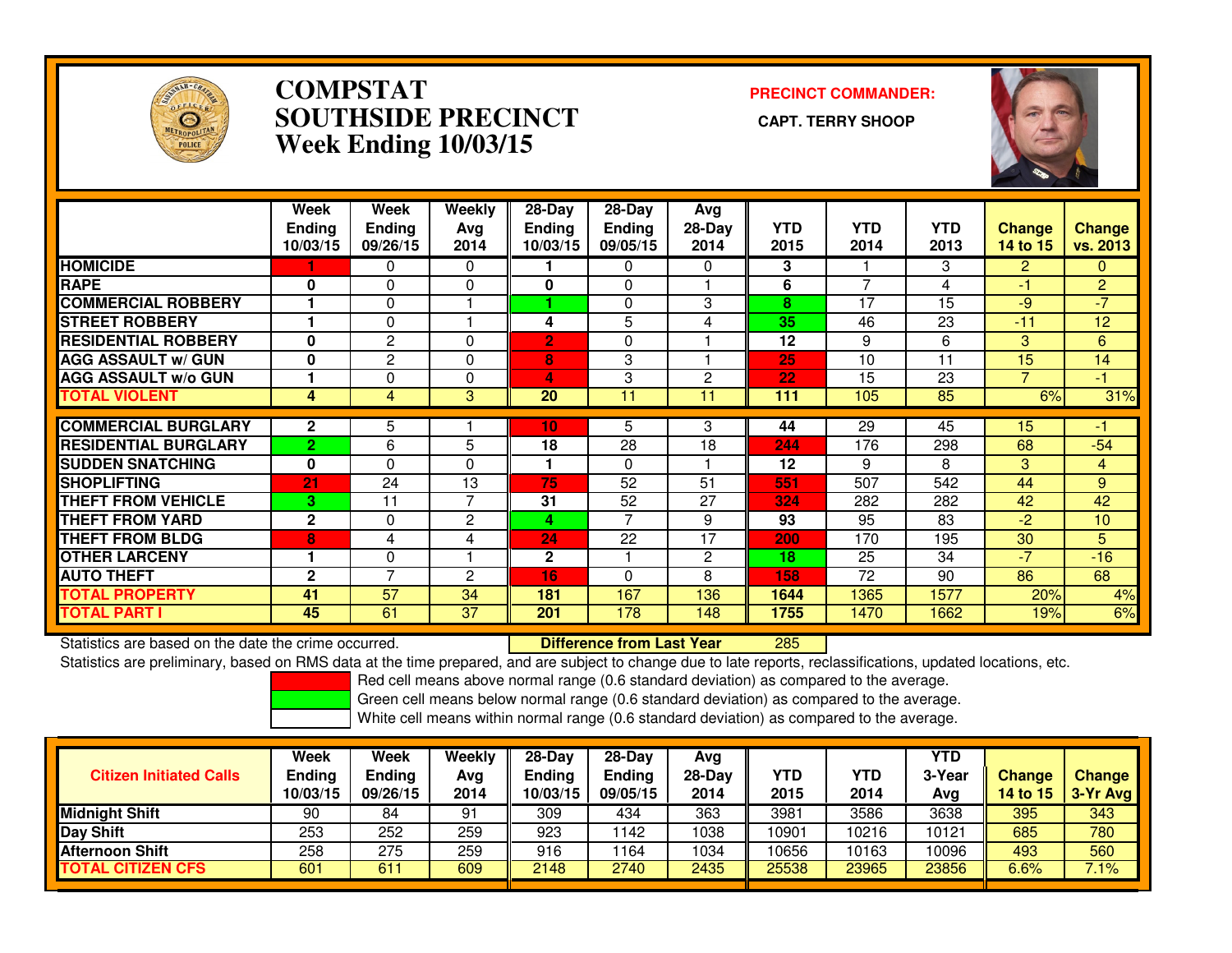# COMPSTAT
# SOUTHSIDE PRECINCT
## Week Ending 10/03/15

**PRECINCT COMMANDER:**

**CAPT. TERRY SHOOP**

| | Week Ending 10/03/15 | Week Ending 09/26/15 | Weekly Avg 2014 | 28-Day Ending 10/03/15 | 28-Day Ending 09/05/15 | Avg 28-Day 2014 | YTD 2015 | YTD 2014 | YTD 2013 | Change 14 to 15 | Change vs. 2013 |
|---|---|---|---|---|---|---|---|---|---|---|---|
| HOMICIDE | 1 | 0 | 0 | 1 | 0 | 0 | 3 | 1 | 3 | 2 | 0 |
| RAPE | 0 | 0 | 0 | 0 | 0 | 1 | 6 | 7 | 4 | -1 | 2 |
| COMMERCIAL ROBBERY | 1 | 0 | 1 | 1 | 0 | 3 | 8 | 17 | 15 | -9 | -7 |
| STREET ROBBERY | 1 | 0 | 1 | 4 | 5 | 4 | 35 | 46 | 23 | -11 | 12 |
| RESIDENTIAL ROBBERY | 0 | 2 | 0 | 2 | 0 | 1 | 12 | 9 | 6 | 3 | 6 |
| AGG ASSAULT w/ GUN | 0 | 2 | 0 | 8 | 3 | 1 | 25 | 10 | 11 | 15 | 14 |
| AGG ASSAULT w/o GUN | 1 | 0 | 0 | 4 | 3 | 2 | 22 | 15 | 23 | 7 | -1 |
| TOTAL VIOLENT | 4 | 4 | 3 | 20 | 11 | 11 | 111 | 105 | 85 | 6% | 31% |
| COMMERCIAL BURGLARY | 2 | 5 | 1 | 10 | 5 | 3 | 44 | 29 | 45 | 15 | -1 |
| RESIDENTIAL BURGLARY | 2 | 6 | 5 | 18 | 28 | 18 | 244 | 176 | 298 | 68 | -54 |
| SUDDEN SNATCHING | 0 | 0 | 0 | 1 | 0 | 1 | 12 | 9 | 8 | 3 | 4 |
| SHOPLIFTING | 21 | 24 | 13 | 75 | 52 | 51 | 551 | 507 | 542 | 44 | 9 |
| THEFT FROM VEHICLE | 3 | 11 | 7 | 31 | 52 | 27 | 324 | 282 | 282 | 42 | 42 |
| THEFT FROM YARD | 2 | 0 | 2 | 4 | 7 | 9 | 93 | 95 | 83 | -2 | 10 |
| THEFT FROM BLDG | 8 | 4 | 4 | 24 | 22 | 17 | 200 | 170 | 195 | 30 | 5 |
| OTHER LARCENY | 1 | 0 | 1 | 2 | 1 | 2 | 18 | 25 | 34 | -7 | -16 |
| AUTO THEFT | 2 | 7 | 2 | 16 | 0 | 8 | 158 | 72 | 90 | 86 | 68 |
| TOTAL PROPERTY | 41 | 57 | 34 | 181 | 167 | 136 | 1644 | 1365 | 1577 | 20% | 4% |
| TOTAL PART I | 45 | 61 | 37 | 201 | 178 | 148 | 1755 | 1470 | 1662 | 19% | 6% |

Statistics are based on the date the crime occurred. **Difference from Last Year** 285

Statistics are preliminary, based on RMS data at the time prepared, and are subject to change due to late reports, reclassifications, updated locations, etc.

Red cell means above normal range (0.6 standard deviation) as compared to the average.

Green cell means below normal range (0.6 standard deviation) as compared to the average.

White cell means within normal range (0.6 standard deviation) as compared to the average.

| Citizen Initiated Calls | Week Ending 10/03/15 | Week Ending 09/26/15 | Weekly Avg 2014 | 28-Day Ending 10/03/15 | 28-Day Ending 09/05/15 | Avg 28-Day 2014 | YTD 2015 | YTD 2014 | YTD 3-Year Avg | Change 14 to 15 | Change 3-Yr Avg |
|---|---|---|---|---|---|---|---|---|---|---|---|
| Midnight Shift | 90 | 84 | 91 | 309 | 434 | 363 | 3981 | 3586 | 3638 | 395 | 343 |
| Day Shift | 253 | 252 | 259 | 923 | 1142 | 1038 | 10901 | 10216 | 10121 | 685 | 780 |
| Afternoon Shift | 258 | 275 | 259 | 916 | 1164 | 1034 | 10656 | 10163 | 10096 | 493 | 560 |
| TOTAL CITIZEN CFS | 601 | 611 | 609 | 2148 | 2740 | 2435 | 25538 | 23965 | 23856 | 6.6% | 7.1% |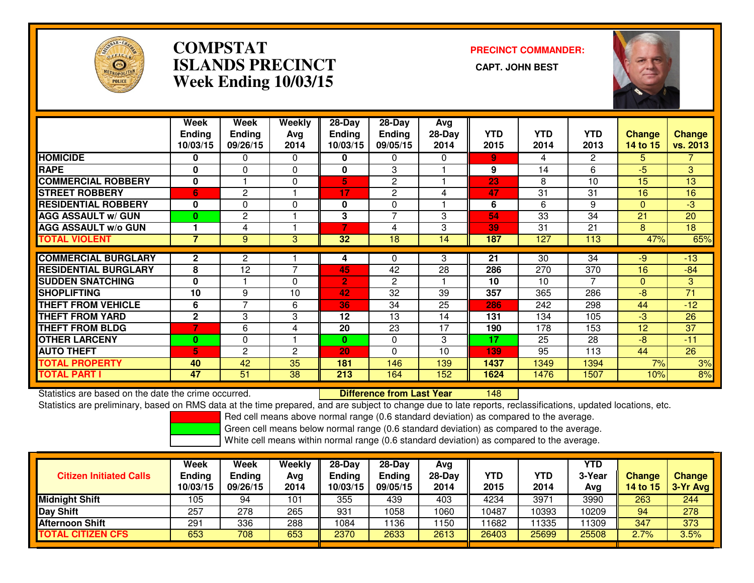# COMPSTAT
# ISLANDS PRECINCT
# Week Ending 10/03/15

**PRECINCT COMMANDER:**

**CAPT. JOHN BEST**

| | Week Ending 10/03/15 | Week Ending 09/26/15 | Weekly Avg 2014 | 28-Day Ending 10/03/15 | 28-Day Ending 09/05/15 | Avg 28-Day 2014 | YTD 2015 | YTD 2014 | YTD 2013 | Change 14 to 15 | Change vs. 2013 |
|---|---|---|---|---|---|---|---|---|---|---|---|
| HOMICIDE | 0 | 0 | 0 | 0 | 0 | 0 | 9 | 4 | 2 | 5 | 7 |
| RAPE | 0 | 0 | 0 | 0 | 3 | 1 | 9 | 14 | 6 | -5 | 3 |
| COMMERCIAL ROBBERY | 0 | 1 | 0 | 5 | 2 | 1 | 23 | 8 | 10 | 15 | 13 |
| STREET ROBBERY | 6 | 2 | 1 | 17 | 2 | 4 | 47 | 31 | 31 | 16 | 16 |
| RESIDENTIAL ROBBERY | 0 | 0 | 0 | 0 | 0 | 1 | 6 | 6 | 9 | 0 | -3 |
| AGG ASSAULT w/ GUN | 0 | 2 | 1 | 3 | 7 | 3 | 54 | 33 | 34 | 21 | 20 |
| AGG ASSAULT w/o GUN | 1 | 4 | 1 | 7 | 4 | 3 | 39 | 31 | 21 | 8 | 18 |
| TOTAL VIOLENT | 7 | 9 | 3 | 32 | 18 | 14 | 187 | 127 | 113 | 47% | 65% |
| COMMERCIAL BURGLARY | 2 | 2 | 1 | 4 | 0 | 3 | 21 | 30 | 34 | -9 | -13 |
| RESIDENTIAL BURGLARY | 8 | 12 | 7 | 45 | 42 | 28 | 286 | 270 | 370 | 16 | -84 |
| SUDDEN SNATCHING | 0 | 1 | 0 | 2 | 2 | 1 | 10 | 10 | 7 | 0 | 3 |
| SHOPLIFTING | 10 | 9 | 10 | 42 | 32 | 39 | 357 | 365 | 286 | -8 | 71 |
| THEFT FROM VEHICLE | 6 | 7 | 6 | 36 | 34 | 25 | 286 | 242 | 298 | 44 | -12 |
| THEFT FROM YARD | 2 | 3 | 3 | 12 | 13 | 14 | 131 | 134 | 105 | -3 | 26 |
| THEFT FROM BLDG | 7 | 6 | 4 | 20 | 23 | 17 | 190 | 178 | 153 | 12 | 37 |
| OTHER LARCENY | 0 | 0 | 1 | 0 | 0 | 3 | 17 | 25 | 28 | -8 | -11 |
| AUTO THEFT | 5 | 2 | 2 | 20 | 0 | 10 | 139 | 95 | 113 | 44 | 26 |
| TOTAL PROPERTY | 40 | 42 | 35 | 181 | 146 | 139 | 1437 | 1349 | 1394 | 7% | 3% |
| TOTAL PART I | 47 | 51 | 38 | 213 | 164 | 152 | 1624 | 1476 | 1507 | 10% | 8% |

Statistics are based on the date the crime occurred.

**Difference from Last Year** 148

Statistics are preliminary, based on RMS data at the time prepared, and are subject to change due to late reports, reclassifications, updated locations, etc.

Red cell means above normal range (0.6 standard deviation) as compared to the average.

Green cell means below normal range (0.6 standard deviation) as compared to the average.

White cell means within normal range (0.6 standard deviation) as compared to the average.

| Citizen Initiated Calls | Week Ending 10/03/15 | Week Ending 09/26/15 | Weekly Avg 2014 | 28-Day Ending 10/03/15 | 28-Day Ending 09/05/15 | Avg 28-Day 2014 | YTD 2015 | YTD 2014 | YTD 3-Year Avg | Change 14 to 15 | Change 3-Yr Avg |
|---|---|---|---|---|---|---|---|---|---|---|---|
| Midnight Shift | 105 | 94 | 101 | 355 | 439 | 403 | 4234 | 3971 | 3990 | 263 | 244 |
| Day Shift | 257 | 278 | 265 | 931 | 1058 | 1060 | 10487 | 10393 | 10209 | 94 | 278 |
| Afternoon Shift | 291 | 336 | 288 | 1084 | 1136 | 1150 | 11682 | 11335 | 11309 | 347 | 373 |
| TOTAL CITIZEN CFS | 653 | 708 | 653 | 2370 | 2633 | 2613 | 26403 | 25699 | 25508 | 2.7% | 3.5% |